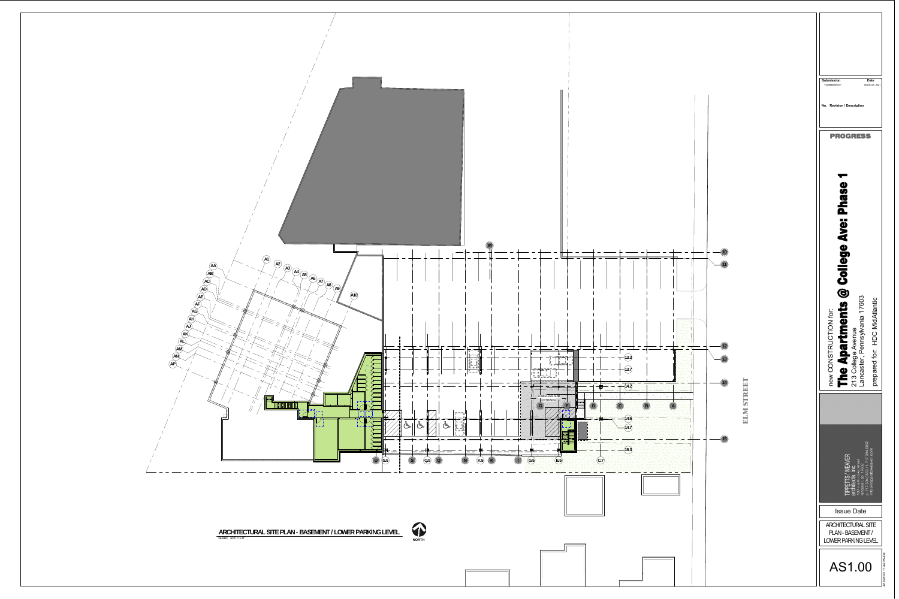ARCHITECTURAL SITE PLAN - BASEMENT / LOWER PARKING LEVEL

SCALE: 1/16" = 1'-0"

NORTH

ELM STREET

| Submission | Date |
| --- | --- |
| SUBMISSION 1 | March XX, 2021 |

No. Revision / Description

PROGRESS

new CONSTRUCTION for:

**The Apartments @ College Ave: Phase 1**

213 College Avenue
Lancaster, Pennsylvania 17603

prepared for: HDC MidAtlantic

TIPPETTS / WEAVER architects, inc.

Issue Date

ARCHITECTURAL SITE PLAN - BASEMENT / LOWER PARKING LEVEL

AS1.00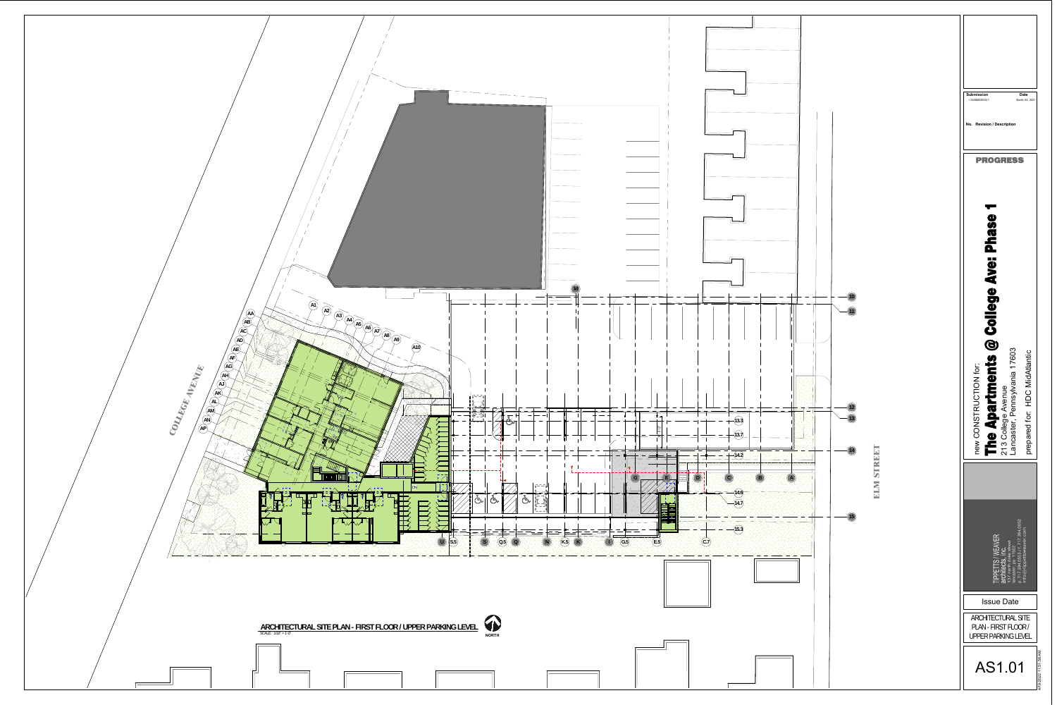COLLEGE AVENUE

ELM STREET

A1 A2 A3 A4 A5 A6 A7 A8 A9 A10

AA AB AC AD AE AF AG AH AJ AK AL AM AN AP

10 11 12 13 14 15

13.3 13.7 14.2 14.6 14.7 15.3

M

G E D C B A

U S.5 S Q.5 Q N K.5 K I G.5 E.5 C7

**ARCHITECTURAL SITE PLAN - FIRST FLOOR / UPPER PARKING LEVEL**

SCALE: 1/16" = 1'-0"

NORTH

| Submission | Date |
|---|---|
| SUBMISSION 7 | March XX, 2021 |

**No. Revision / Description**

**PROGRESS**

new CONSTRUCTION for:

# The Apartments @ College Ave: Phase 1

213 College Avenue
Lancaster, Pennsylvania 17603
prepared for: HDC MidAtlantic

TIPPETTS / WEAVER
architects, inc.
137 north duke street
lancaster, pa 17602
p. 717.394.0503 / f. 717.394.0502
info@tippettsweaver.com

Issue Date

ARCHITECTURAL SITE PLAN - FIRST FLOOR / UPPER PARKING LEVEL

AS1.01

4/8/2022 11:51:58 AM